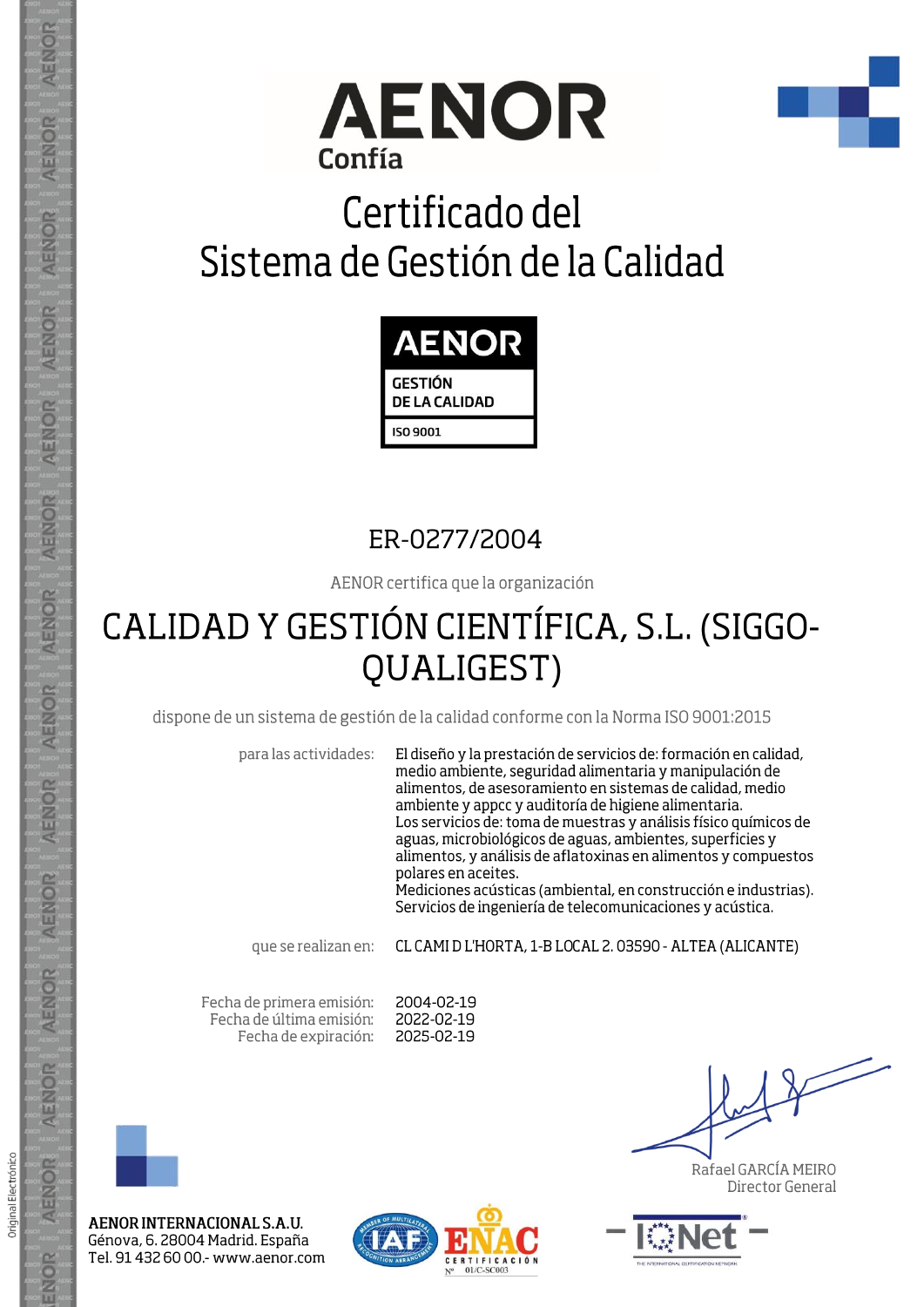AENOR
Confía

# Certificado del Sistema de Gestión de la Calidad

AENOR
GESTIÓN DE LA CALIDAD
ISO 9001

## ER-0277/2004

AENOR certifica que la organización

# CALIDAD Y GESTIÓN CIENTÍFICA, S.L. (SIGGO-QUALIGEST)

dispone de un sistema de gestión de la calidad conforme con la Norma ISO 9001:2015

para las actividades: El diseño y la prestación de servicios de: formación en calidad, medio ambiente, seguridad alimentaria y manipulación de alimentos, de asesoramiento en sistemas de calidad, medio ambiente y appcc y auditoría de higiene alimentaria.
Los servicios de: toma de muestras y análisis físico químicos de aguas, microbiológicos de aguas, ambientes, superficies y alimentos, y análisis de aflatoxinas en alimentos y compuestos polares en aceites.
Mediciones acústicas (ambiental, en construcción e industrias).
Servicios de ingeniería de telecomunicaciones y acústica.

que se realizan en: CL CAMI D L'HORTA, 1-B LOCAL 2. 03590 - ALTEA (ALICANTE)

Fecha de primera emisión: 2004-02-19
Fecha de última emisión: 2022-02-19
Fecha de expiración: 2025-02-19

Rafael GARCÍA MEIRO
Director General

**AENOR INTERNACIONAL S.A.U.**
Génova, 6. 28004 Madrid. España
Tel. 91 432 60 00.- www.aenor.com

ENAC CERTIFICACIÓN Nº 01/C-SC003

IQNet

Original Electrónico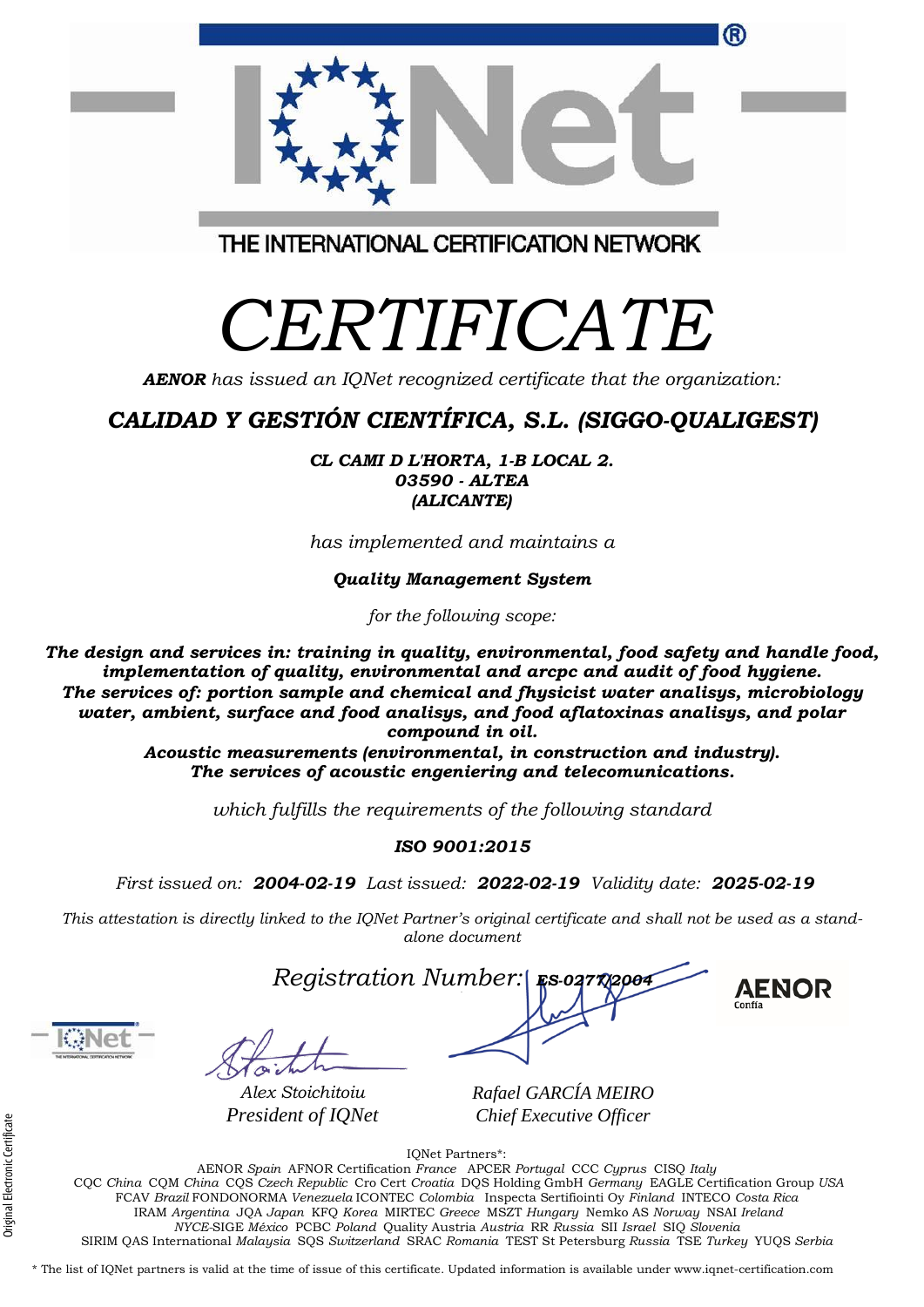THE INTERNATIONAL CERTIFICATION NETWORK

# CERTIFICATE

***AENOR*** *has issued an IQNet recognized certificate that the organization:*

## *CALIDAD Y GESTIÓN CIENTÍFICA, S.L. (SIGGO-QUALIGEST)*

***CL CAMI D L'HORTA, 1-B LOCAL 2.***
***03590 - ALTEA***
***(ALICANTE)***

*has implemented and maintains a*

***Quality Management System***

*for the following scope:*

***The design and services in: training in quality, environmental, food safety and handle food, implementation of quality, environmental and arcpc and audit of food hygiene.***
***The services of: portion sample and chemical and fhysicist water analisys, microbiology water, ambient, surface and food analisys, and food aflatoxinas analisys, and polar compound in oil.***
***Acoustic measurements (environmental, in construction and industry).***
***The services of acoustic engeniering and telecomunications.***

*which fulfills the requirements of the following standard*

***ISO 9001:2015***

*First issued on:* ***2004-02-19*** *Last issued:* ***2022-02-19*** *Validity date:* ***2025-02-19***

*This attestation is directly linked to the IQNet Partner's original certificate and shall not be used as a stand-alone document*

*Registration Number:* ***ES-0277/2004***

AENOR Confía

*Alex Stoichitoiu*
*President of IQNet*

*Rafael GARCÍA MEIRO*
*Chief Executive Officer*

IQNet Partners*:
AENOR *Spain* AFNOR Certification *France* APCER *Portugal* CCC *Cyprus* CISQ *Italy*
CQC *China* CQM *China* CQS *Czech Republic* Cro Cert *Croatia* DQS Holding GmbH *Germany* EAGLE Certification Group *USA*
FCAV *Brazil* FONDONORMA *Venezuela* ICONTEC *Colombia* Inspecta Sertifiointi Oy *Finland* INTECO *Costa Rica*
IRAM *Argentina* JQA *Japan* KFQ *Korea* MIRTEC *Greece* MSZT *Hungary* Nemko AS *Norway* NSAI *Ireland*
*NYCE*-SIGE *México* PCBC *Poland* Quality Austria *Austria* RR *Russia* SII *Israel* SIQ *Slovenia*
SIRIM QAS International *Malaysia* SQS *Switzerland* SRAC *Romania* TEST St Petersburg *Russia* TSE *Turkey* YUQS *Serbia*

\* The list of IQNet partners is valid at the time of issue of this certificate. Updated information is available under www.iqnet-certification.com

Original Electronic Certificate